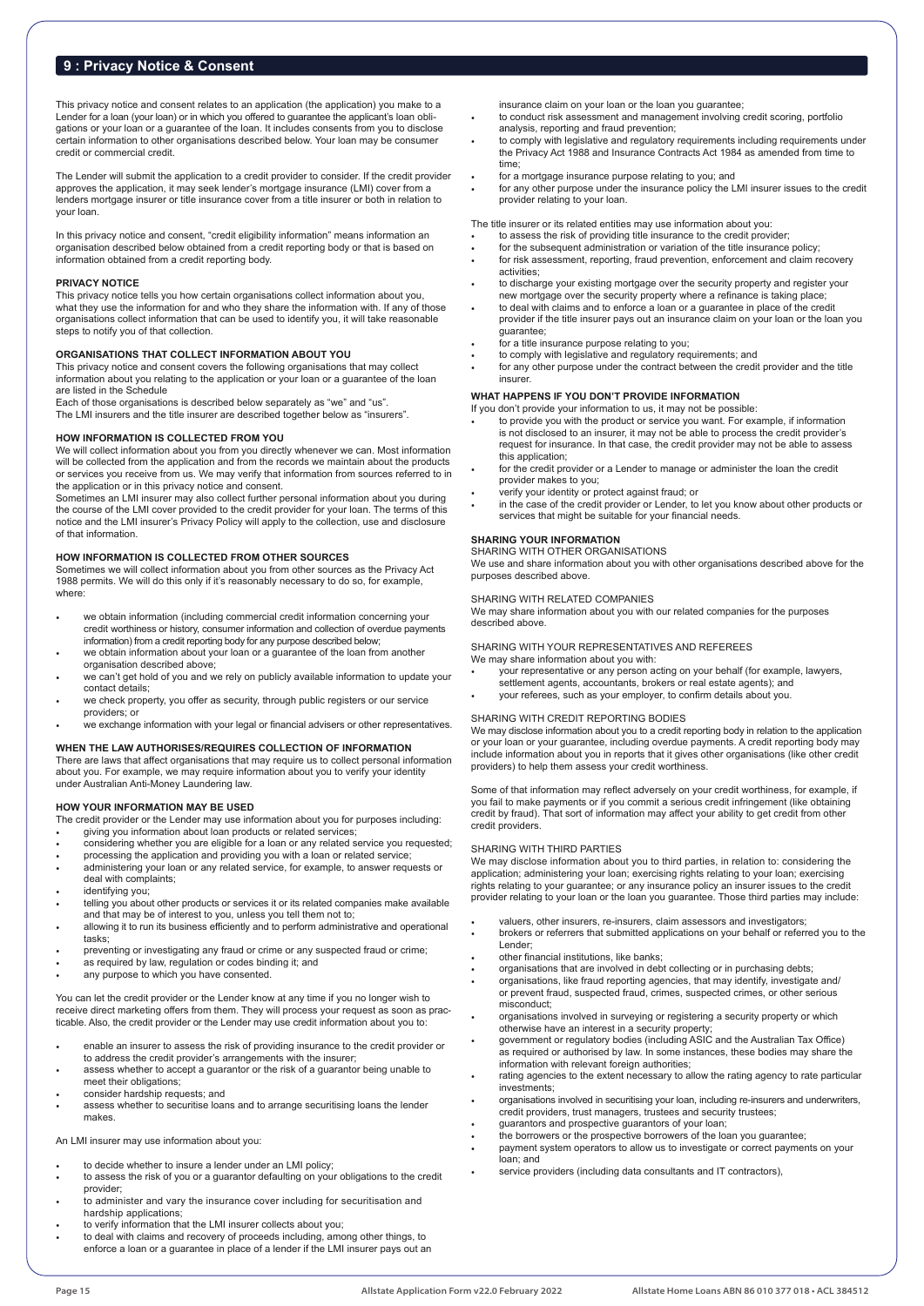## 9 : Privacy Notice & Consent

This privacy notice and consent relates to an application (the application) you make to a Lender for a loan (your loan) or in which you offered to guarantee the applicant's loan obligations or your loan or a guarantee of the loan. It includes consents from you to disclose certain information to other organisations described below. Your loan may be consumer credit or commercial credit.

The Lender will submit the application to a credit provider to consider. If the credit provider approves the application, it may seek lender's mortgage insurance (LMI) cover from a lenders mortgage insurer or title insurance cover from a title insurer or both in relation to your loan.

In this privacy notice and consent, "credit eligibility information" means information an organisation described below obtained from a credit reporting body or that is based on information obtained from a credit reporting body.

**PRIVACY NOTICE**

This privacy notice tells you how certain organisations collect information about you, what they use the information for and who they share the information with. If any of those organisations collect information that can be used to identify you, it will take reasonable steps to notify you of that collection.

**ORGANISATIONS THAT COLLECT INFORMATION ABOUT YOU**

This privacy notice and consent covers the following organisations that may collect information about you relating to the application or your loan or a guarantee of the loan are listed in the Schedule

Each of those organisations is described below separately as "we" and "us".

The LMI insurers and the title insurer are described together below as "insurers".

**HOW INFORMATION IS COLLECTED FROM YOU**

We will collect information about you from you directly whenever we can. Most information will be collected from the application and from the records we maintain about the products or services you receive from us. We may verify that information from sources referred to in the application or in this privacy notice and consent.

Sometimes an LMI insurer may also collect further personal information about you during the course of the LMI cover provided to the credit provider for your loan. The terms of this notice and the LMI insurer's Privacy Policy will apply to the collection, use and disclosure of that information.

**HOW INFORMATION IS COLLECTED FROM OTHER SOURCES**

Sometimes we will collect information about you from other sources as the Privacy Act 1988 permits. We will do this only if it's reasonably necessary to do so, for example, where:

- we obtain information (including commercial credit information concerning your credit worthiness or history, consumer information and collection of overdue payments information) from a credit reporting body for any purpose described below;
- we obtain information about your loan or a guarantee of the loan from another organisation described above;
- we can't get hold of you and we rely on publicly available information to update your contact details;
- we check property, you offer as security, through public registers or our service providers; or
- we exchange information with your legal or financial advisers or other representatives.

**WHEN THE LAW AUTHORISES/REQUIRES COLLECTION OF INFORMATION**

There are laws that affect organisations that may require us to collect personal information about you. For example, we may require information about you to verify your identity under Australian Anti-Money Laundering law.

**HOW YOUR INFORMATION MAY BE USED**

The credit provider or the Lender may use information about you for purposes including:

- giving you information about loan products or related services;
- considering whether you are eligible for a loan or any related service you requested;
- processing the application and providing you with a loan or related service;
- administering your loan or any related service, for example, to answer requests or deal with complaints;
- identifying you;
- telling you about other products or services it or its related companies make available and that may be of interest to you, unless you tell them not to;
- allowing it to run its business efficiently and to perform administrative and operational tasks;
- preventing or investigating any fraud or crime or any suspected fraud or crime;
- as required by law, regulation or codes binding it; and
- any purpose to which you have consented.

You can let the credit provider or the Lender know at any time if you no longer wish to receive direct marketing offers from them. They will process your request as soon as practicable. Also, the credit provider or the Lender may use credit information about you to:

- enable an insurer to assess the risk of providing insurance to the credit provider or to address the credit provider's arrangements with the insurer;
- assess whether to accept a guarantor or the risk of a guarantor being unable to meet their obligations;
- consider hardship requests; and
- assess whether to securitise loans and to arrange securitising loans the lender makes.

An LMI insurer may use information about you:

- to decide whether to insure a lender under an LMI policy;
- to assess the risk of you or a guarantor defaulting on your obligations to the credit provider;
- to administer and vary the insurance cover including for securitisation and hardship applications;
- to verify information that the LMI insurer collects about you;
- to deal with claims and recovery of proceeds including, among other things, to enforce a loan or a guarantee in place of a lender if the LMI insurer pays out an insurance claim on your loan or the loan you guarantee;
- to conduct risk assessment and management involving credit scoring, portfolio analysis, reporting and fraud prevention;
- to comply with legislative and regulatory requirements including requirements under the Privacy Act 1988 and Insurance Contracts Act 1984 as amended from time to time;
- for a mortgage insurance purpose relating to you; and
- for any other purpose under the insurance policy the LMI insurer issues to the credit provider relating to your loan.

The title insurer or its related entities may use information about you:

- to assess the risk of providing title insurance to the credit provider;
- for the subsequent administration or variation of the title insurance policy;
- for risk assessment, reporting, fraud prevention, enforcement and claim recovery activities;
- to discharge your existing mortgage over the security property and register your new mortgage over the security property where a refinance is taking place;
- to deal with claims and to enforce a loan or a guarantee in place of the credit provider if the title insurer pays out an insurance claim on your loan or the loan you guarantee;
- for a title insurance purpose relating to you;
- to comply with legislative and regulatory requirements; and
- for any other purpose under the contract between the credit provider and the title insurer.

**WHAT HAPPENS IF YOU DON'T PROVIDE INFORMATION**

If you don't provide your information to us, it may not be possible:

- to provide you with the product or service you want. For example, if information is not disclosed to an insurer, it may not be able to process the credit provider's request for insurance. In that case, the credit provider may not be able to assess this application;
- for the credit provider or a Lender to manage or administer the loan the credit provider makes to you;
- verify your identity or protect against fraud; or
- in the case of the credit provider or Lender, to let you know about other products or services that might be suitable for your financial needs.

**SHARING YOUR INFORMATION**

SHARING WITH OTHER ORGANISATIONS

We use and share information about you with other organisations described above for the purposes described above.

SHARING WITH RELATED COMPANIES

We may share information about you with our related companies for the purposes described above.

SHARING WITH YOUR REPRESENTATIVES AND REFEREES

We may share information about you with:

- your representative or any person acting on your behalf (for example, lawyers, settlement agents, accountants, brokers or real estate agents); and
- your referees, such as your employer, to confirm details about you.

SHARING WITH CREDIT REPORTING BODIES

We may disclose information about you to a credit reporting body in relation to the application or your loan or your guarantee, including overdue payments. A credit reporting body may include information about you in reports that it gives other organisations (like other credit providers) to help them assess your credit worthiness.

Some of that information may reflect adversely on your credit worthiness, for example, if you fail to make payments or if you commit a serious credit infringement (like obtaining credit by fraud). That sort of information may affect your ability to get credit from other credit providers.

SHARING WITH THIRD PARTIES

We may disclose information about you to third parties, in relation to: considering the application; administering your loan; exercising rights relating to your loan; exercising rights relating to your guarantee; or any insurance policy an insurer issues to the credit provider relating to your loan or the loan you guarantee. Those third parties may include:

- valuers, other insurers, re-insurers, claim assessors and investigators;
- brokers or referrers that submitted applications on your behalf or referred you to the Lender;
- other financial institutions, like banks;
- organisations that are involved in debt collecting or in purchasing debts;
- organisations, like fraud reporting agencies, that may identify, investigate and/or prevent fraud, suspected fraud, crimes, suspected crimes, or other serious misconduct;
- organisations involved in surveying or registering a security property or which otherwise have an interest in a security property;
- government or regulatory bodies (including ASIC and the Australian Tax Office) as required or authorised by law. In some instances, these bodies may share the information with relevant foreign authorities;
- rating agencies to the extent necessary to allow the rating agency to rate particular investments;
- organisations involved in securitising your loan, including re-insurers and underwriters, credit providers, trust managers, trustees and security trustees;
- guarantors and prospective guarantors of your loan;
- the borrowers or the prospective borrowers of the loan you guarantee;
- payment system operators to allow us to investigate or correct payments on your loan; and
- service providers (including data consultants and IT contractors),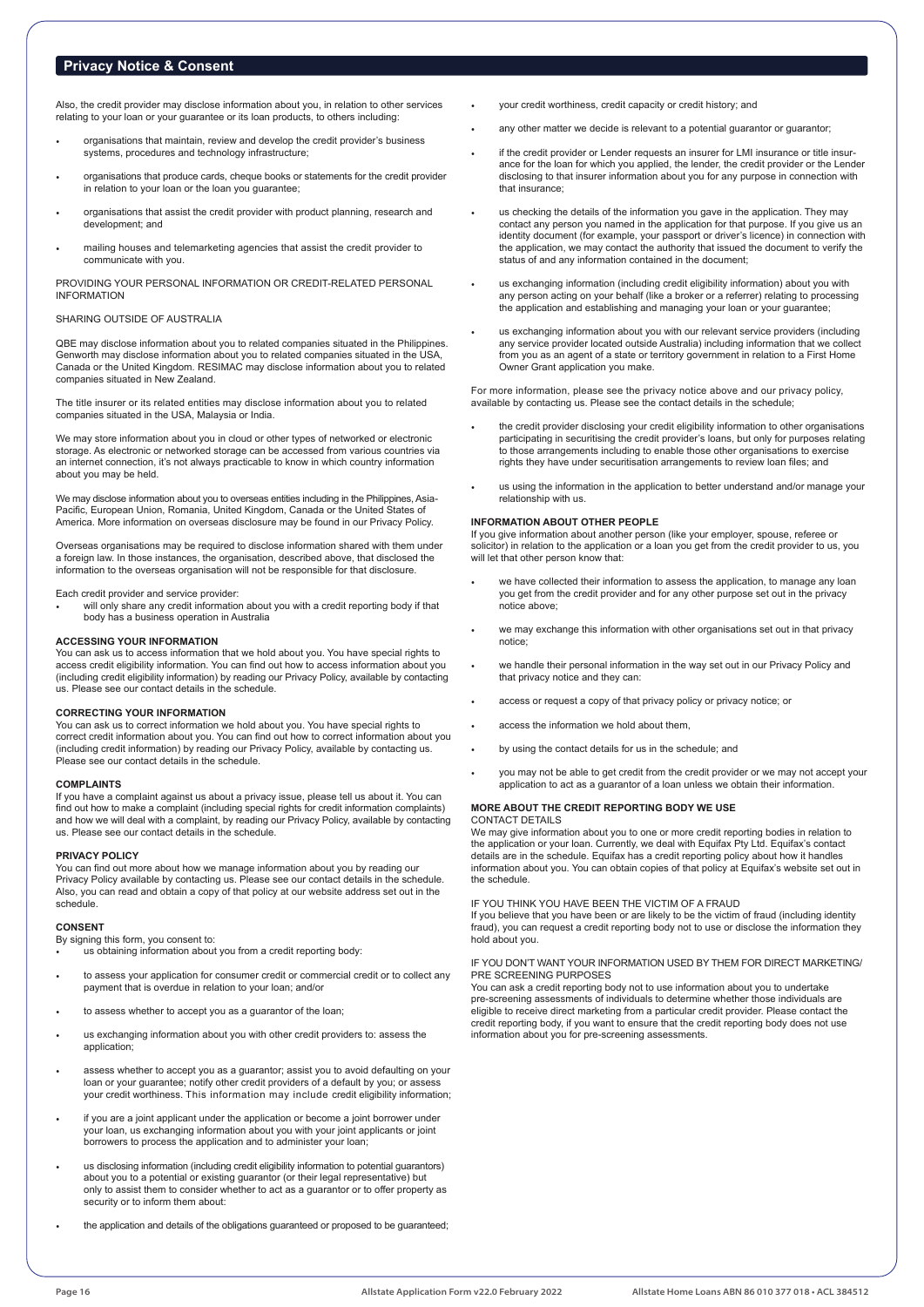## Privacy Notice & Consent

Also, the credit provider may disclose information about you, in relation to other services relating to your loan or your guarantee or its loan products, to others including:

- organisations that maintain, review and develop the credit provider's business systems, procedures and technology infrastructure;
- organisations that produce cards, cheque books or statements for the credit provider in relation to your loan or the loan you guarantee;
- organisations that assist the credit provider with product planning, research and development; and
- mailing houses and telemarketing agencies that assist the credit provider to communicate with you.

PROVIDING YOUR PERSONAL INFORMATION OR CREDIT-RELATED PERSONAL INFORMATION

SHARING OUTSIDE OF AUSTRALIA

QBE may disclose information about you to related companies situated in the Philippines. Genworth may disclose information about you to related companies situated in the USA, Canada or the United Kingdom. RESIMAC may disclose information about you to related companies situated in New Zealand.

The title insurer or its related entities may disclose information about you to related companies situated in the USA, Malaysia or India.

We may store information about you in cloud or other types of networked or electronic storage. As electronic or networked storage can be accessed from various countries via an internet connection, it's not always practicable to know in which country information about you may be held.

We may disclose information about you to overseas entities including in the Philippines, Asia-Pacific, European Union, Romania, United Kingdom, Canada or the United States of America. More information on overseas disclosure may be found in our Privacy Policy.

Overseas organisations may be required to disclose information shared with them under a foreign law. In those instances, the organisation, described above, that disclosed the information to the overseas organisation will not be responsible for that disclosure.

Each credit provider and service provider:

- will only share any credit information about you with a credit reporting body if that body has a business operation in Australia

**ACCESSING YOUR INFORMATION**

You can ask us to access information that we hold about you. You have special rights to access credit eligibility information. You can find out how to access information about you (including credit eligibility information) by reading our Privacy Policy, available by contacting us. Please see our contact details in the schedule.

**CORRECTING YOUR INFORMATION**

You can ask us to correct information we hold about you. You have special rights to correct credit information about you. You can find out how to correct information about you (including credit information) by reading our Privacy Policy, available by contacting us. Please see our contact details in the schedule.

**COMPLAINTS**

If you have a complaint against us about a privacy issue, please tell us about it. You can find out how to make a complaint (including special rights for credit information complaints) and how we will deal with a complaint, by reading our Privacy Policy, available by contacting us. Please see our contact details in the schedule.

**PRIVACY POLICY**

You can find out more about how we manage information about you by reading our Privacy Policy available by contacting us. Please see our contact details in the schedule. Also, you can read and obtain a copy of that policy at our website address set out in the schedule.

**CONSENT**

By signing this form, you consent to:

- us obtaining information about you from a credit reporting body:
- to assess your application for consumer credit or commercial credit or to collect any payment that is overdue in relation to your loan; and/or
- to assess whether to accept you as a guarantor of the loan;
- us exchanging information about you with other credit providers to: assess the application;
- assess whether to accept you as a guarantor; assist you to avoid defaulting on your loan or your guarantee; notify other credit providers of a default by you; or assess your credit worthiness. This information may include credit eligibility information;
- if you are a joint applicant under the application or become a joint borrower under your loan, us exchanging information about you with your joint applicants or joint borrowers to process the application and to administer your loan;
- us disclosing information (including credit eligibility information to potential guarantors) about you to a potential or existing guarantor (or their legal representative) but only to assist them to consider whether to act as a guarantor or to offer property as security or to inform them about:
- the application and details of the obligations guaranteed or proposed to be guaranteed;
- your credit worthiness, credit capacity or credit history; and
- any other matter we decide is relevant to a potential guarantor or guarantor;
- if the credit provider or Lender requests an insurer for LMI insurance or title insurance for the loan for which you applied, the lender, the credit provider or the Lender disclosing to that insurer information about you for any purpose in connection with that insurance;
- us checking the details of the information you gave in the application. They may contact any person you named in the application for that purpose. If you give us an identity document (for example, your passport or driver's licence) in connection with the application, we may contact the authority that issued the document to verify the status of and any information contained in the document;
- us exchanging information (including credit eligibility information) about you with any person acting on your behalf (like a broker or a referrer) relating to processing the application and establishing and managing your loan or your guarantee;
- us exchanging information about you with our relevant service providers (including any service provider located outside Australia) including information that we collect from you as an agent of a state or territory government in relation to a First Home Owner Grant application you make.

For more information, please see the privacy notice above and our privacy policy, available by contacting us. Please see the contact details in the schedule;

- the credit provider disclosing your credit eligibility information to other organisations participating in securitising the credit provider's loans, but only for purposes relating to those arrangements including to enable those other organisations to exercise rights they have under securitisation arrangements to review loan files; and
- us using the information in the application to better understand and/or manage your relationship with us.

**INFORMATION ABOUT OTHER PEOPLE**

If you give information about another person (like your employer, spouse, referee or solicitor) in relation to the application or a loan you get from the credit provider to us, you will let that other person know that:

- we have collected their information to assess the application, to manage any loan you get from the credit provider and for any other purpose set out in the privacy notice above;
- we may exchange this information with other organisations set out in that privacy notice;
- we handle their personal information in the way set out in our Privacy Policy and that privacy notice and they can:
- access or request a copy of that privacy policy or privacy notice; or
- access the information we hold about them,
- by using the contact details for us in the schedule; and
- you may not be able to get credit from the credit provider or we may not accept your application to act as a guarantor of a loan unless we obtain their information.

**MORE ABOUT THE CREDIT REPORTING BODY WE USE**

CONTACT DETAILS

We may give information about you to one or more credit reporting bodies in relation to the application or your loan. Currently, we deal with Equifax Pty Ltd. Equifax's contact details are in the schedule. Equifax has a credit reporting policy about how it handles information about you. You can obtain copies of that policy at Equifax's website set out in the schedule.

IF YOU THINK YOU HAVE BEEN THE VICTIM OF A FRAUD

If you believe that you have been or are likely to be the victim of fraud (including identity fraud), you can request a credit reporting body not to use or disclose the information they hold about you.

IF YOU DON'T WANT YOUR INFORMATION USED BY THEM FOR DIRECT MARKETING/ PRE SCREENING PURPOSES

You can ask a credit reporting body not to use information about you to undertake pre-screening assessments of individuals to determine whether those individuals are eligible to receive direct marketing from a particular credit provider. Please contact the credit reporting body, if you want to ensure that the credit reporting body does not use information about you for pre-screening assessments.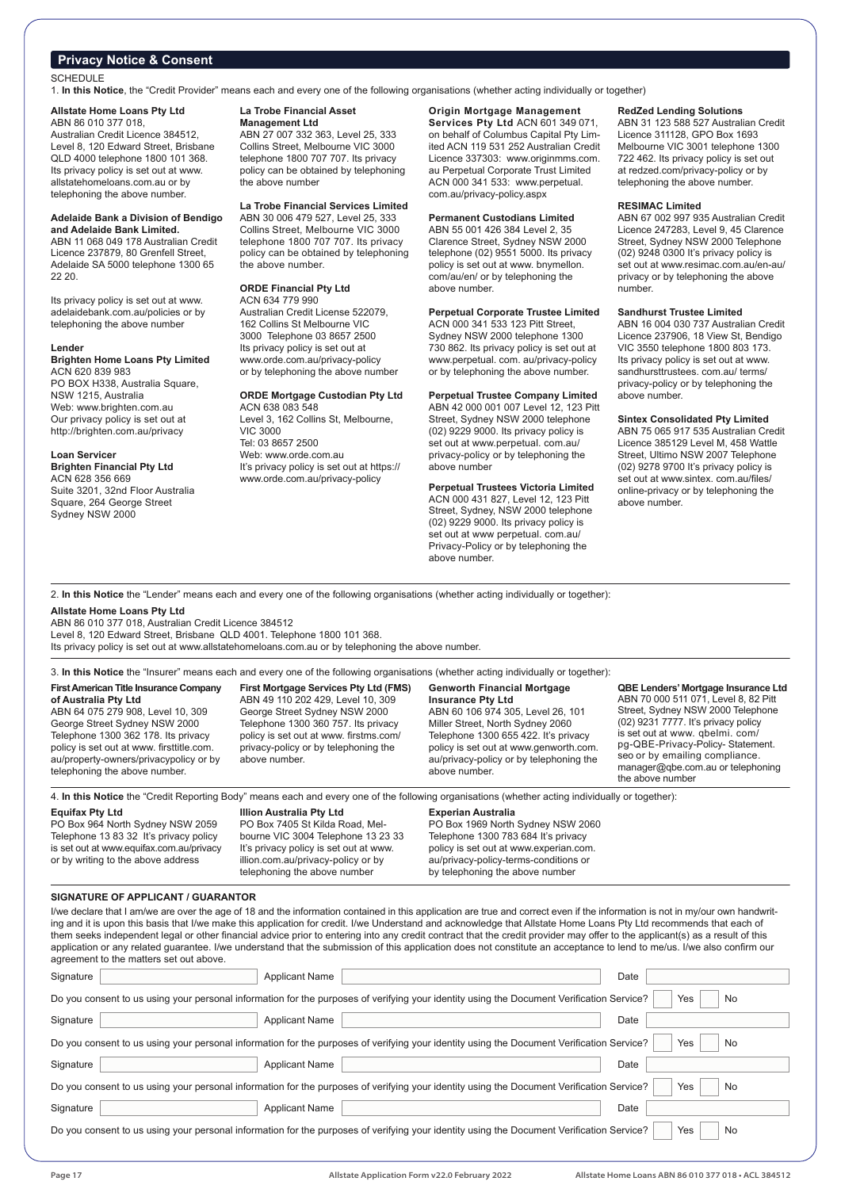## Privacy Notice & Consent

SCHEDULE

1. **In this Notice**, the "Credit Provider" means each and every one of the following organisations (whether acting individually or together)

**Allstate Home Loans Pty Ltd**
ABN 86 010 377 018,
Australian Credit Licence 384512,
Level 8, 120 Edward Street, Brisbane QLD 4000 telephone 1800 101 368.
Its privacy policy is set out at www.allstatehomeloans.com.au or by telephoning the above number.

**Adelaide Bank a Division of Bendigo and Adelaide Bank Limited.**
ABN 11 068 049 178 Australian Credit Licence 237879, 80 Grenfell Street, Adelaide SA 5000 telephone 1300 65 22 20.

Its privacy policy is set out at www.adelaidebank.com.au/policies or by telephoning the above number

**Lender**
**Brighten Home Loans Pty Limited**
ACN 620 839 983
PO BOX H338, Australia Square, NSW 1215, Australia
Web: www.brighten.com.au
Our privacy policy is set out at http://brighten.com.au/privacy

**Loan Servicer**
**Brighten Financial Pty Ltd**
ACN 628 356 669
Suite 3201, 32nd Floor Australia Square, 264 George Street Sydney NSW 2000

**La Trobe Financial Asset Management Ltd**
ABN 27 007 332 363, Level 25, 333 Collins Street, Melbourne VIC 3000 telephone 1800 707 707. Its privacy policy can be obtained by telephoning the above number

**La Trobe Financial Services Limited**
ABN 30 006 479 527, Level 25, 333 Collins Street, Melbourne VIC 3000 telephone 1800 707 707. Its privacy policy can be obtained by telephoning the above number.

**ORDE Financial Pty Ltd**
ACN 634 779 990
Australian Credit License 522079, 162 Collins St Melbourne VIC 3000 Telephone 03 8657 2500
Its privacy policy is set out at www.orde.com.au/privacy-policy or by telephoning the above number

**ORDE Mortgage Custodian Pty Ltd**
ACN 638 083 548
Level 3, 162 Collins St, Melbourne, VIC 3000
Tel: 03 8657 2500
Web: www.orde.com.au
It's privacy policy is set out at https://www.orde.com.au/privacy-policy

**Origin Mortgage Management Services Pty Ltd** ACN 601 349 071, on behalf of Columbus Capital Pty Limited ACN 119 531 252 Australian Credit Licence 337303: www.originmms.com.au Perpetual Corporate Trust Limited ACN 000 341 533: www.perpetual.com.au/privacy-policy.aspx

**Permanent Custodians Limited**
ABN 55 001 426 384 Level 2, 35 Clarence Street, Sydney NSW 2000 telephone (02) 9551 5000. Its privacy policy is set out at www. bnymellon.com/au/en/ or by telephoning the above number.

**Perpetual Corporate Trustee Limited**
ACN 000 341 533 123 Pitt Street, Sydney NSW 2000 telephone 1300 730 862. Its privacy policy is set out at www.perpetual. com. au/privacy-policy or by telephoning the above number.

**Perpetual Trustee Company Limited**
ABN 42 000 001 007 Level 12, 123 Pitt Street, Sydney NSW 2000 telephone (02) 9229 9000. Its privacy policy is set out at www.perpetual. com.au/privacy-policy or by telephoning the above number

**Perpetual Trustees Victoria Limited**
ACN 000 431 827, Level 12, 123 Pitt Street, Sydney, NSW 2000 telephone (02) 9229 9000. Its privacy policy is set out at www perpetual. com.au/Privacy-Policy or by telephoning the above number.

**RedZed Lending Solutions**
ABN 31 123 588 527 Australian Credit Licence 311128, GPO Box 1693 Melbourne VIC 3001 telephone 1300 722 462. Its privacy policy is set out at redzed.com/privacy-policy or by telephoning the above number.

**RESIMAC Limited**
ABN 67 002 997 935 Australian Credit Licence 247283, Level 9, 45 Clarence Street, Sydney NSW 2000 Telephone (02) 9248 0300 It's privacy policy is set out at www.resimac.com.au/en-au/privacy or by telephoning the above number.

**Sandhurst Trustee Limited**
ABN 16 004 030 737 Australian Credit Licence 237906, 18 View St, Bendigo VIC 3550 telephone 1800 803 173. Its privacy policy is set out at www. sandhursttrustees. com.au/ terms/privacy-policy or by telephoning the above number.

**Sintex Consolidated Pty Limited**
ABN 75 065 917 535 Australian Credit Licence 385129 Level M, 458 Wattle Street, Ultimo NSW 2007 Telephone (02) 9278 9700 It's privacy policy is set out at www.sintex. com.au/files/online-privacy or by telephoning the above number.

2. **In this Notice** the "Lender" means each and every one of the following organisations (whether acting individually or together):

**Allstate Home Loans Pty Ltd**
ABN 86 010 377 018, Australian Credit Licence 384512
Level 8, 120 Edward Street, Brisbane QLD 4001. Telephone 1800 101 368.
Its privacy policy is set out at www.allstatehomeloans.com.au or by telephoning the above number.

3. **In this Notice** the "Insurer" means each and every one of the following organisations (whether acting individually or together):

**First American Title Insurance Company of Australia Pty Ltd**
ABN 64 075 279 908, Level 10, 309 George Street Sydney NSW 2000 Telephone 1300 362 178. Its privacy policy is set out at www. firsttitle.com.au/property-owners/privacypolicy or by telephoning the above number.

**First Mortgage Services Pty Ltd (FMS)**
ABN 49 110 202 429, Level 10, 309 George Street Sydney NSW 2000 Telephone 1300 360 757. Its privacy policy is set out at www. firstms.com/privacy-policy or by telephoning the above number.

**Genworth Financial Mortgage Insurance Pty Ltd**
ABN 60 106 974 305, Level 26, 101 Miller Street, North Sydney 2060 Telephone 1300 655 422. Its privacy policy is set out at www.genworth.com.au/privacy-policy or by telephoning the above number.

**QBE Lenders' Mortgage Insurance Ltd**
ABN 70 000 511 071, Level 8, 82 Pitt Street, Sydney NSW 2000 Telephone (02) 9231 7777. It's privacy policy is set out at www. qbelmi. com/pg-QBE-Privacy-Policy- Statement.seo or by emailing compliance.manager@qbe.com.au or telephoning the above number

4. **In this Notice** the "Credit Reporting Body" means each and every one of the following organisations (whether acting individually or together):

**Equifax Pty Ltd**
PO Box 964 North Sydney NSW 2059 Telephone 13 83 32 It's privacy policy is set out at www.equifax.com.au/privacy or by writing to the above address

**Illion Australia Pty Ltd**
PO Box 7405 St Kilda Road, Melbourne VIC 3004 Telephone 13 23 33 It's privacy policy is set out at www. illion.com.au/privacy-policy or by telephoning the above number

**Experian Australia**
PO Box 1969 North Sydney NSW 2060 Telephone 1300 783 684 It's privacy policy is set out at www.experian.com.au/privacy-policy-terms-conditions or by telephoning the above number

### SIGNATURE OF APPLICANT / GUARANTOR

I/we declare that I am/we are over the age of 18 and the information contained in this application are true and correct even if the information is not in my/our own handwriting and it is upon this basis that I/we make this application for credit. I/we Understand and acknowledge that Allstate Home Loans Pty Ltd recommends that each of them seeks independent legal or other financial advice prior to entering into any credit contract that the credit provider may offer to the applicant(s) as a result of this application or any related guarantee. I/we understand that the submission of this application does not constitute an acceptance to lend to me/us. I/we also confirm our agreement to the matters set out above.

Signature ______ Applicant Name ______ Date ______

Do you consent to us using your personal information for the purposes of verifying your identity using the Document Verification Service? Yes No

Signature ______ Applicant Name ______ Date ______

Do you consent to us using your personal information for the purposes of verifying your identity using the Document Verification Service? Yes No

Signature ______ Applicant Name ______ Date ______

Do you consent to us using your personal information for the purposes of verifying your identity using the Document Verification Service? Yes No

Signature ______ Applicant Name ______ Date ______

Do you consent to us using your personal information for the purposes of verifying your identity using the Document Verification Service? Yes No